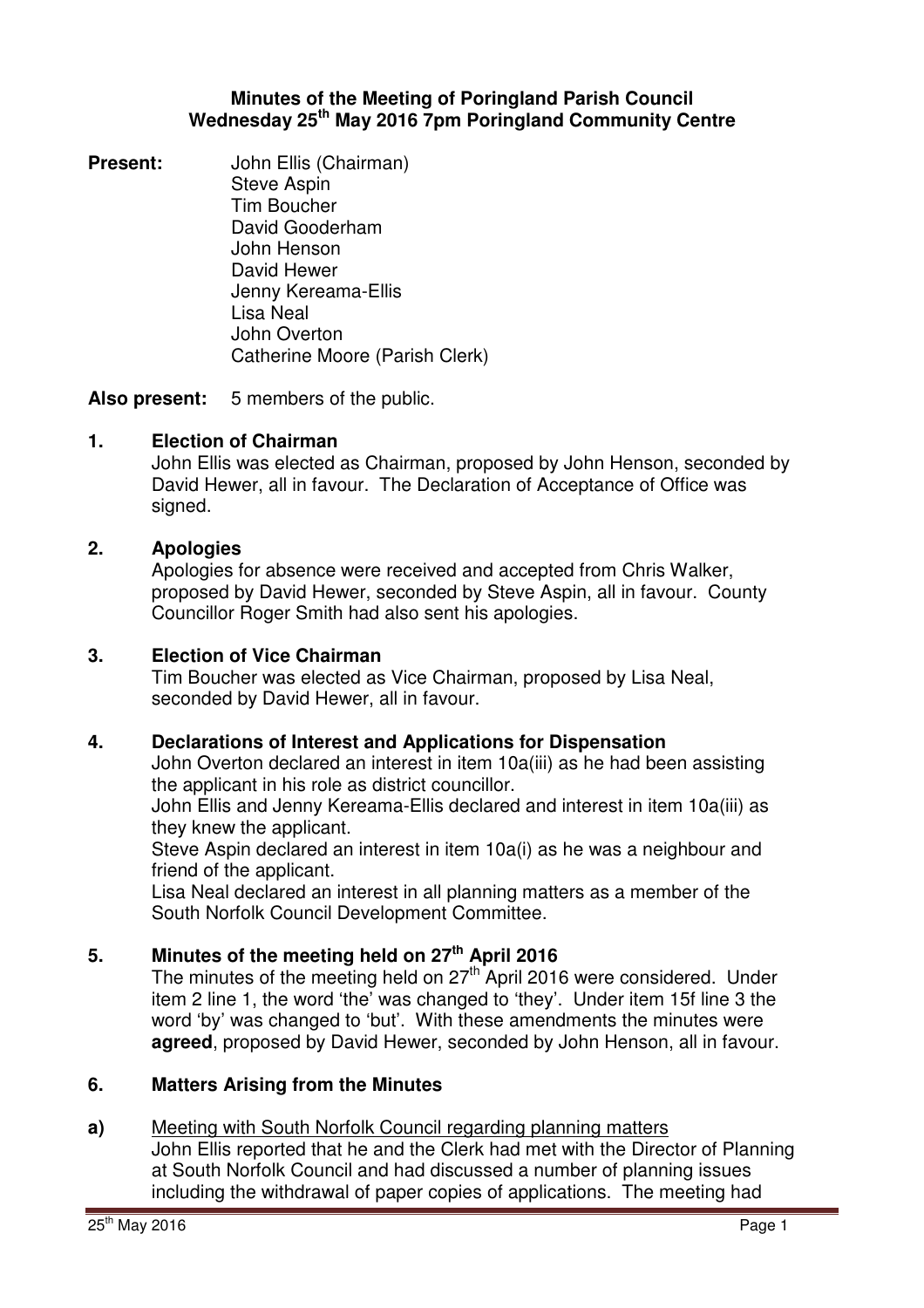# Minutes of the Meeting of Poringland Parish Council
## Wednesday 25th May 2016 7pm Poringland Community Centre

**Present:** John Ellis (Chairman)
Steve Aspin
Tim Boucher
David Gooderham
John Henson
David Hewer
Jenny Kereama-Ellis
Lisa Neal
John Overton
Catherine Moore (Parish Clerk)

**Also present:** 5 members of the public.

### 1. Election of Chairman

John Ellis was elected as Chairman, proposed by John Henson, seconded by David Hewer, all in favour. The Declaration of Acceptance of Office was signed.

### 2. Apologies

Apologies for absence were received and accepted from Chris Walker, proposed by David Hewer, seconded by Steve Aspin, all in favour. County Councillor Roger Smith had also sent his apologies.

### 3. Election of Vice Chairman

Tim Boucher was elected as Vice Chairman, proposed by Lisa Neal, seconded by David Hewer, all in favour.

### 4. Declarations of Interest and Applications for Dispensation

John Overton declared an interest in item 10a(iii) as he had been assisting the applicant in his role as district councillor.

John Ellis and Jenny Kereama-Ellis declared and interest in item 10a(iii) as they knew the applicant.

Steve Aspin declared an interest in item 10a(i) as he was a neighbour and friend of the applicant.

Lisa Neal declared an interest in all planning matters as a member of the South Norfolk Council Development Committee.

### 5. Minutes of the meeting held on 27th April 2016

The minutes of the meeting held on 27th April 2016 were considered. Under item 2 line 1, the word 'the' was changed to 'they'. Under item 15f line 3 the word 'by' was changed to 'but'. With these amendments the minutes were **agreed**, proposed by David Hewer, seconded by John Henson, all in favour.

### 6. Matters Arising from the Minutes

**a)** Meeting with South Norfolk Council regarding planning matters

John Ellis reported that he and the Clerk had met with the Director of Planning at South Norfolk Council and had discussed a number of planning issues including the withdrawal of paper copies of applications. The meeting had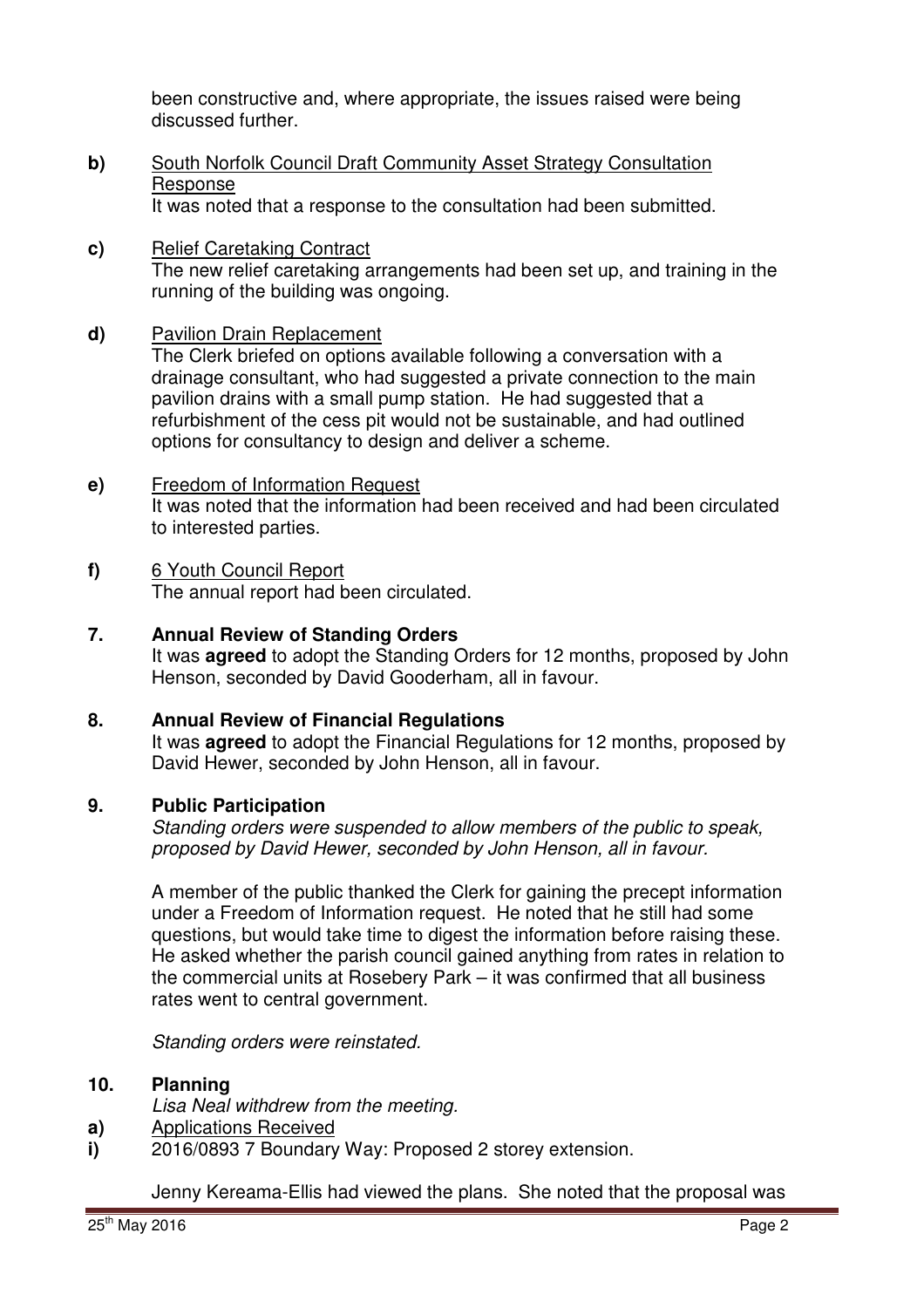been constructive and, where appropriate, the issues raised were being discussed further.

**b)** South Norfolk Council Draft Community Asset Strategy Consultation Response

It was noted that a response to the consultation had been submitted.

**c)** Relief Caretaking Contract

The new relief caretaking arrangements had been set up, and training in the running of the building was ongoing.

**d)** Pavilion Drain Replacement

The Clerk briefed on options available following a conversation with a drainage consultant, who had suggested a private connection to the main pavilion drains with a small pump station. He had suggested that a refurbishment of the cess pit would not be sustainable, and had outlined options for consultancy to design and deliver a scheme.

**e)** Freedom of Information Request

It was noted that the information had been received and had been circulated to interested parties.

**f)** 6 Youth Council Report

The annual report had been circulated.

## 7. Annual Review of Standing Orders

It was **agreed** to adopt the Standing Orders for 12 months, proposed by John Henson, seconded by David Gooderham, all in favour.

## 8. Annual Review of Financial Regulations

It was **agreed** to adopt the Financial Regulations for 12 months, proposed by David Hewer, seconded by John Henson, all in favour.

## 9. Public Participation

*Standing orders were suspended to allow members of the public to speak, proposed by David Hewer, seconded by John Henson, all in favour.*

A member of the public thanked the Clerk for gaining the precept information under a Freedom of Information request. He noted that he still had some questions, but would take time to digest the information before raising these. He asked whether the parish council gained anything from rates in relation to the commercial units at Rosebery Park – it was confirmed that all business rates went to central government.

*Standing orders were reinstated.*

## 10. Planning

*Lisa Neal withdrew from the meeting.*

**a)** Applications Received

**i)** 2016/0893 7 Boundary Way: Proposed 2 storey extension.

Jenny Kereama-Ellis had viewed the plans. She noted that the proposal was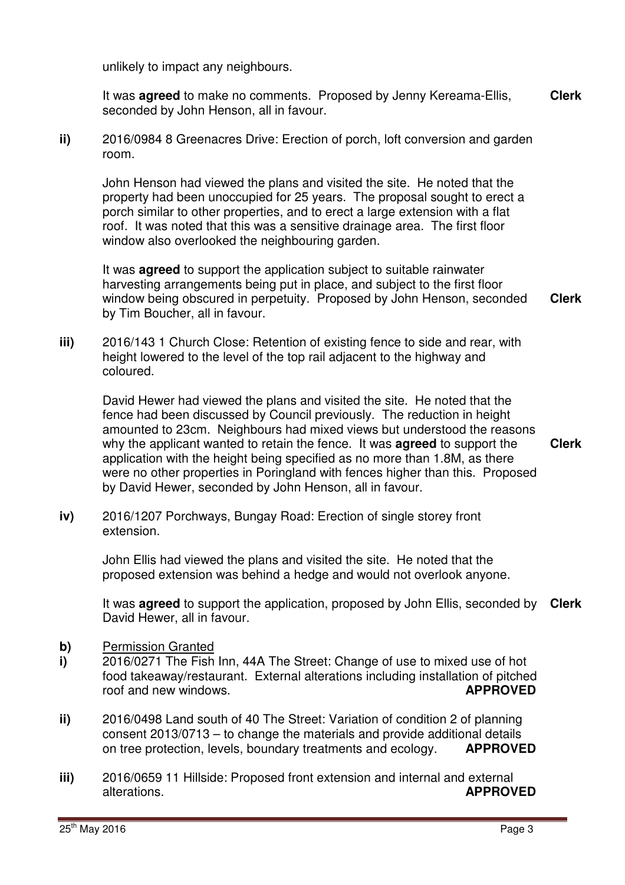unlikely to impact any neighbours.

It was **agreed** to make no comments. Proposed by Jenny Kereama-Ellis, seconded by John Henson, all in favour. **Clerk**

**ii)** 2016/0984 8 Greenacres Drive: Erection of porch, loft conversion and garden room.

John Henson had viewed the plans and visited the site. He noted that the property had been unoccupied for 25 years. The proposal sought to erect a porch similar to other properties, and to erect a large extension with a flat roof. It was noted that this was a sensitive drainage area. The first floor window also overlooked the neighbouring garden.

It was **agreed** to support the application subject to suitable rainwater harvesting arrangements being put in place, and subject to the first floor window being obscured in perpetuity. Proposed by John Henson, seconded by Tim Boucher, all in favour. **Clerk**

**iii)** 2016/143 1 Church Close: Retention of existing fence to side and rear, with height lowered to the level of the top rail adjacent to the highway and coloured.

David Hewer had viewed the plans and visited the site. He noted that the fence had been discussed by Council previously. The reduction in height amounted to 23cm. Neighbours had mixed views but understood the reasons why the applicant wanted to retain the fence. It was **agreed** to support the application with the height being specified as no more than 1.8M, as there were no other properties in Poringland with fences higher than this. Proposed by David Hewer, seconded by John Henson, all in favour. **Clerk**

**iv)** 2016/1207 Porchways, Bungay Road: Erection of single storey front extension.

John Ellis had viewed the plans and visited the site. He noted that the proposed extension was behind a hedge and would not overlook anyone.

It was **agreed** to support the application, proposed by John Ellis, seconded by David Hewer, all in favour. **Clerk**

**b)** Permission Granted

**i)** 2016/0271 The Fish Inn, 44A The Street: Change of use to mixed use of hot food takeaway/restaurant. External alterations including installation of pitched roof and new windows. **APPROVED**

**ii)** 2016/0498 Land south of 40 The Street: Variation of condition 2 of planning consent 2013/0713 – to change the materials and provide additional details on tree protection, levels, boundary treatments and ecology. **APPROVED**

**iii)** 2016/0659 11 Hillside: Proposed front extension and internal and external alterations. **APPROVED**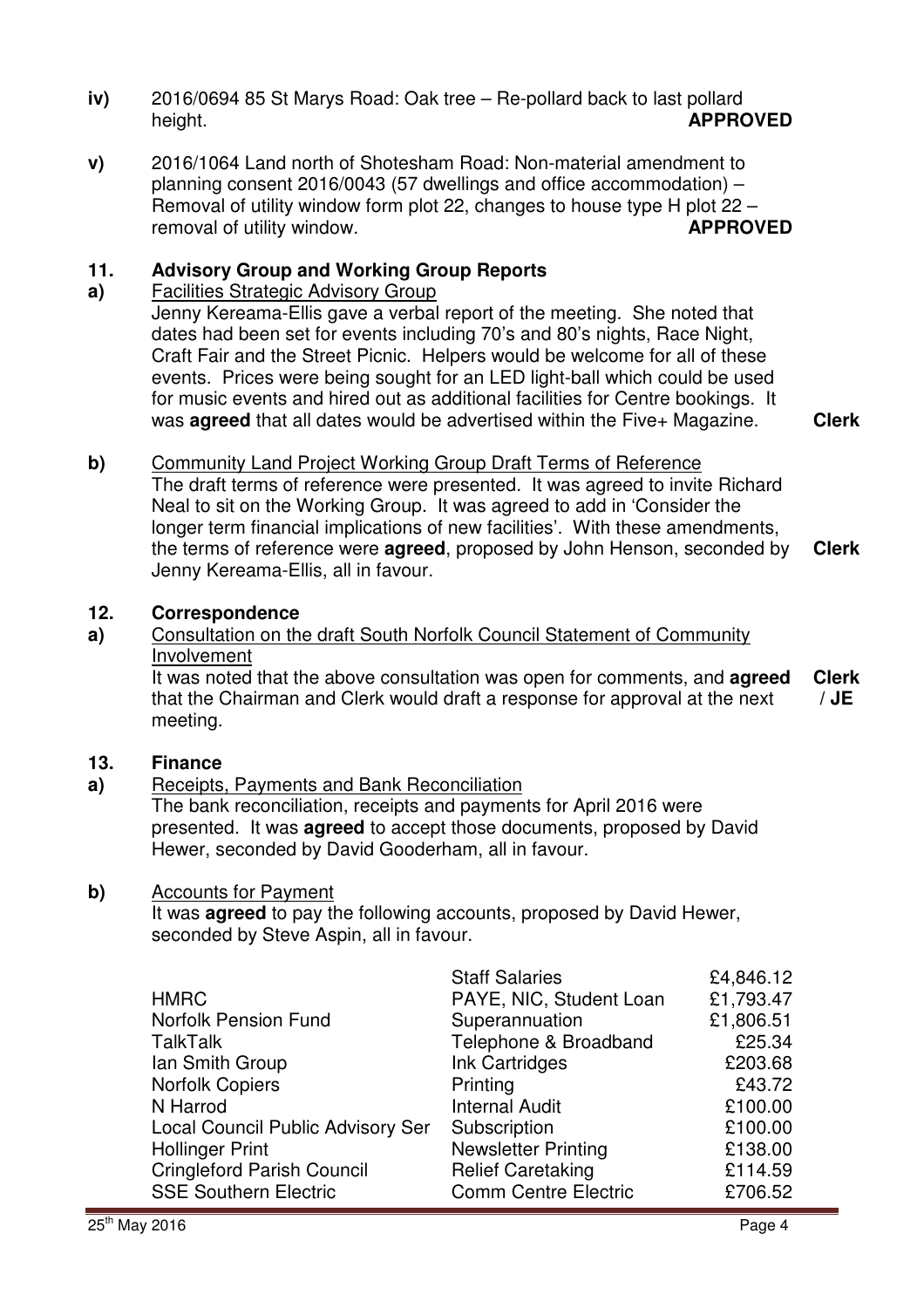**iv)** 2016/0694 85 St Marys Road: Oak tree – Re-pollard back to last pollard height. **APPROVED**

**v)** 2016/1064 Land north of Shotesham Road: Non-material amendment to planning consent 2016/0043 (57 dwellings and office accommodation) – Removal of utility window form plot 22, changes to house type H plot 22 – removal of utility window. **APPROVED**

## 11. Advisory Group and Working Group Reports

**a)** Facilities Strategic Advisory Group

Jenny Kereama-Ellis gave a verbal report of the meeting. She noted that dates had been set for events including 70's and 80's nights, Race Night, Craft Fair and the Street Picnic. Helpers would be welcome for all of these events. Prices were being sought for an LED light-ball which could be used for music events and hired out as additional facilities for Centre bookings. It was **agreed** that all dates would be advertised within the Five+ Magazine. **Clerk**

**b)** Community Land Project Working Group Draft Terms of Reference

The draft terms of reference were presented. It was agreed to invite Richard Neal to sit on the Working Group. It was agreed to add in 'Consider the longer term financial implications of new facilities'. With these amendments, the terms of reference were **agreed**, proposed by John Henson, seconded by Jenny Kereama-Ellis, all in favour. **Clerk**

## 12. Correspondence

**a)** Consultation on the draft South Norfolk Council Statement of Community Involvement

It was noted that the above consultation was open for comments, and **agreed** that the Chairman and Clerk would draft a response for approval at the next meeting. **Clerk / JE**

## 13. Finance

**a)** Receipts, Payments and Bank Reconciliation

The bank reconciliation, receipts and payments for April 2016 were presented. It was **agreed** to accept those documents, proposed by David Hewer, seconded by David Gooderham, all in favour.

**b)** Accounts for Payment

It was **agreed** to pay the following accounts, proposed by David Hewer, seconded by Steve Aspin, all in favour.

| | | |
|---|---|---|
| | Staff Salaries | £4,846.12 |
| HMRC | PAYE, NIC, Student Loan | £1,793.47 |
| Norfolk Pension Fund | Superannuation | £1,806.51 |
| TalkTalk | Telephone & Broadband | £25.34 |
| Ian Smith Group | Ink Cartridges | £203.68 |
| Norfolk Copiers | Printing | £43.72 |
| N Harrod | Internal Audit | £100.00 |
| Local Council Public Advisory Ser | Subscription | £100.00 |
| Hollinger Print | Newsletter Printing | £138.00 |
| Cringleford Parish Council | Relief Caretaking | £114.59 |
| SSE Southern Electric | Comm Centre Electric | £706.52 |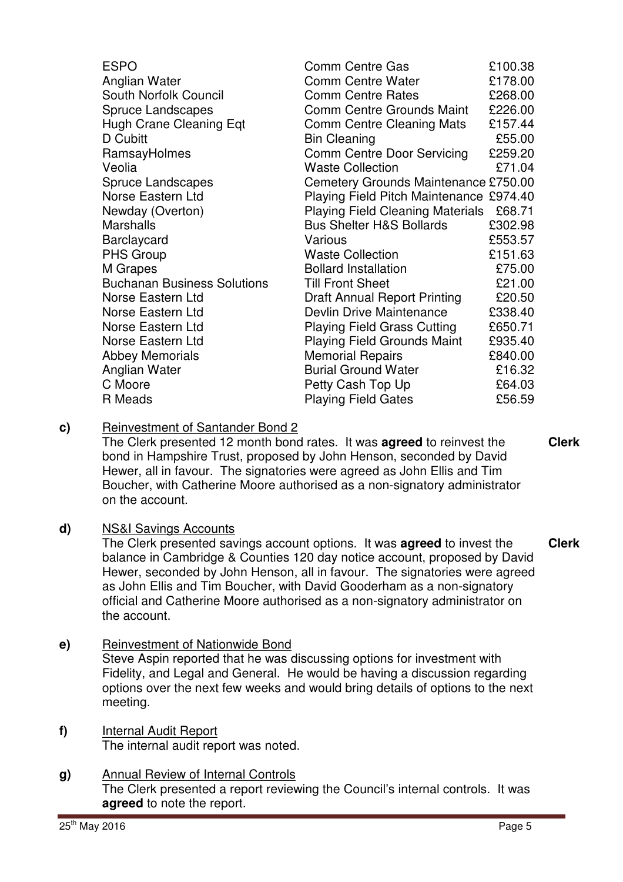| | | |
|---|---|---|
| ESPO | Comm Centre Gas | £100.38 |
| Anglian Water | Comm Centre Water | £178.00 |
| South Norfolk Council | Comm Centre Rates | £268.00 |
| Spruce Landscapes | Comm Centre Grounds Maint | £226.00 |
| Hugh Crane Cleaning Eqt | Comm Centre Cleaning Mats | £157.44 |
| D Cubitt | Bin Cleaning | £55.00 |
| RamsayHolmes | Comm Centre Door Servicing | £259.20 |
| Veolia | Waste Collection | £71.04 |
| Spruce Landscapes | Cemetery Grounds Maintenance | £750.00 |
| Norse Eastern Ltd | Playing Field Pitch Maintenance | £974.40 |
| Newday (Overton) | Playing Field Cleaning Materials | £68.71 |
| Marshalls | Bus Shelter H&S Bollards | £302.98 |
| Barclaycard | Various | £553.57 |
| PHS Group | Waste Collection | £151.63 |
| M Grapes | Bollard Installation | £75.00 |
| Buchanan Business Solutions | Till Front Sheet | £21.00 |
| Norse Eastern Ltd | Draft Annual Report Printing | £20.50 |
| Norse Eastern Ltd | Devlin Drive Maintenance | £338.40 |
| Norse Eastern Ltd | Playing Field Grass Cutting | £650.71 |
| Norse Eastern Ltd | Playing Field Grounds Maint | £935.40 |
| Abbey Memorials | Memorial Repairs | £840.00 |
| Anglian Water | Burial Ground Water | £16.32 |
| C Moore | Petty Cash Top Up | £64.03 |
| R Meads | Playing Field Gates | £56.59 |

**c)** Reinvestment of Santander Bond 2

The Clerk presented 12 month bond rates. It was **agreed** to reinvest the bond in Hampshire Trust, proposed by John Henson, seconded by David Hewer, all in favour. The signatories were agreed as John Ellis and Tim Boucher, with Catherine Moore authorised as a non-signatory administrator on the account. **Clerk**

**d)** NS&I Savings Accounts

The Clerk presented savings account options. It was **agreed** to invest the balance in Cambridge & Counties 120 day notice account, proposed by David Hewer, seconded by John Henson, all in favour. The signatories were agreed as John Ellis and Tim Boucher, with David Gooderham as a non-signatory official and Catherine Moore authorised as a non-signatory administrator on the account. **Clerk**

**e)** Reinvestment of Nationwide Bond

Steve Aspin reported that he was discussing options for investment with Fidelity, and Legal and General. He would be having a discussion regarding options over the next few weeks and would bring details of options to the next meeting.

**f)** Internal Audit Report

The internal audit report was noted.

**g)** Annual Review of Internal Controls

The Clerk presented a report reviewing the Council's internal controls. It was **agreed** to note the report.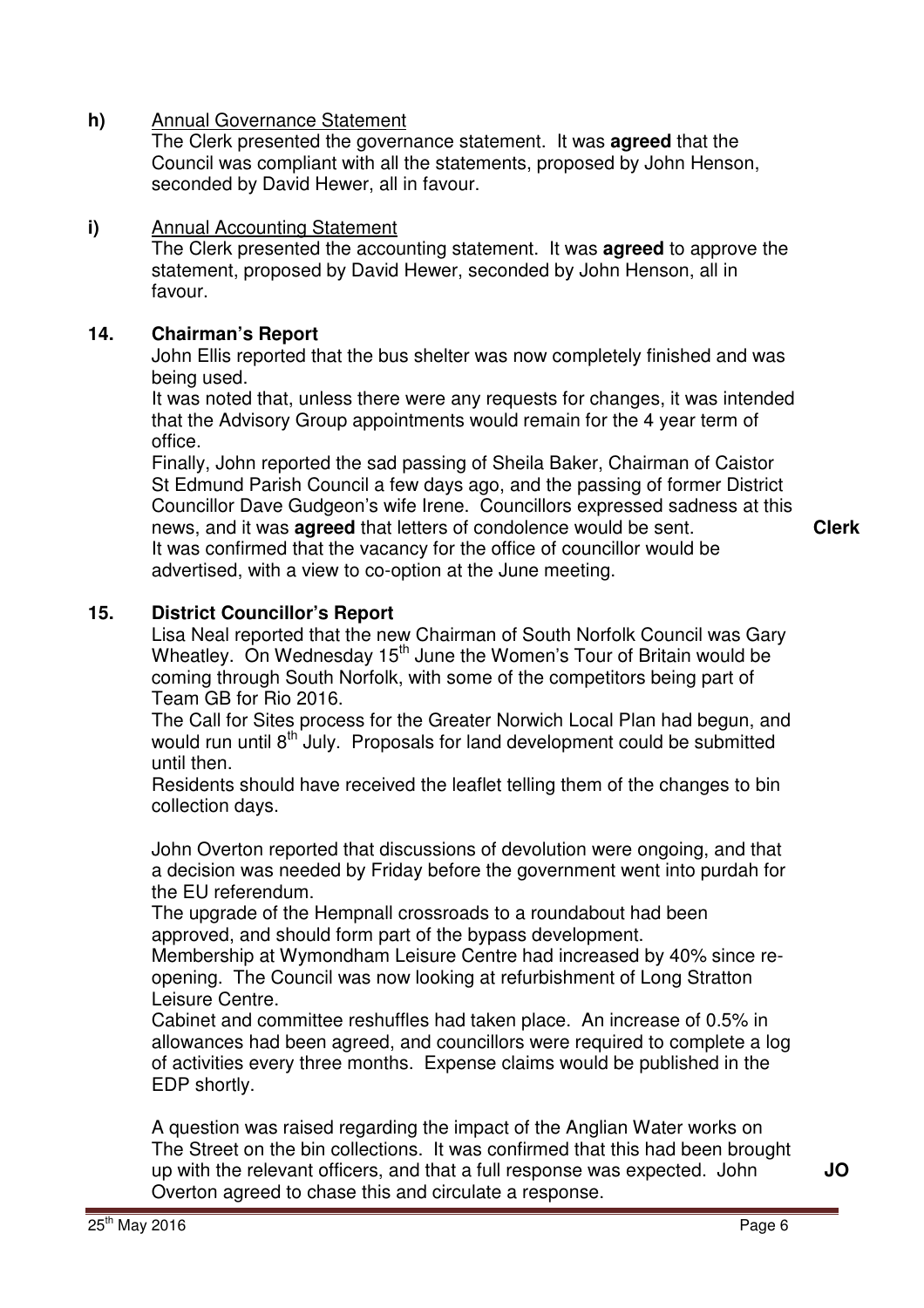**h)** <u>Annual Governance Statement</u>

The Clerk presented the governance statement. It was **agreed** that the Council was compliant with all the statements, proposed by John Henson, seconded by David Hewer, all in favour.

**i)** <u>Annual Accounting Statement</u>

The Clerk presented the accounting statement. It was **agreed** to approve the statement, proposed by David Hewer, seconded by John Henson, all in favour.

**14. Chairman's Report**

John Ellis reported that the bus shelter was now completely finished and was being used.

It was noted that, unless there were any requests for changes, it was intended that the Advisory Group appointments would remain for the 4 year term of office.

Finally, John reported the sad passing of Sheila Baker, Chairman of Caistor St Edmund Parish Council a few days ago, and the passing of former District Councillor Dave Gudgeon's wife Irene. Councillors expressed sadness at this news, and it was **agreed** that letters of condolence would be sent. **Clerk**

It was confirmed that the vacancy for the office of councillor would be advertised, with a view to co-option at the June meeting.

**15. District Councillor's Report**

Lisa Neal reported that the new Chairman of South Norfolk Council was Gary Wheatley. On Wednesday 15th June the Women's Tour of Britain would be coming through South Norfolk, with some of the competitors being part of Team GB for Rio 2016.

The Call for Sites process for the Greater Norwich Local Plan had begun, and would run until 8th July. Proposals for land development could be submitted until then.

Residents should have received the leaflet telling them of the changes to bin collection days.

John Overton reported that discussions of devolution were ongoing, and that a decision was needed by Friday before the government went into purdah for the EU referendum.

The upgrade of the Hempnall crossroads to a roundabout had been approved, and should form part of the bypass development.

Membership at Wymondham Leisure Centre had increased by 40% since re-opening. The Council was now looking at refurbishment of Long Stratton Leisure Centre.

Cabinet and committee reshuffles had taken place. An increase of 0.5% in allowances had been agreed, and councillors were required to complete a log of activities every three months. Expense claims would be published in the EDP shortly.

A question was raised regarding the impact of the Anglian Water works on The Street on the bin collections. It was confirmed that this had been brought up with the relevant officers, and that a full response was expected. John Overton agreed to chase this and circulate a response. **JO**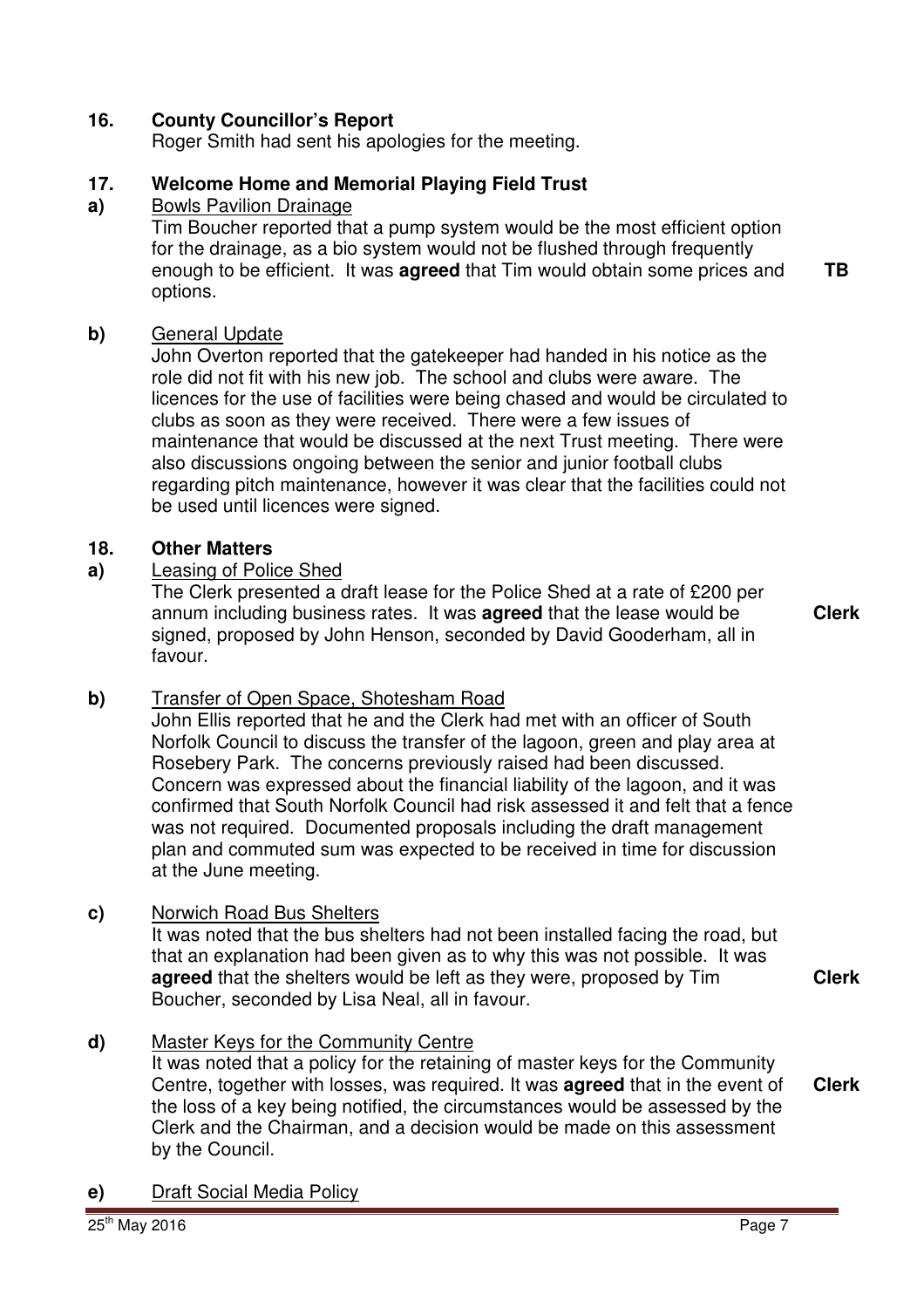## 16. County Councillor's Report

Roger Smith had sent his apologies for the meeting.

## 17. Welcome Home and Memorial Playing Field Trust

**a)** Bowls Pavilion Drainage

Tim Boucher reported that a pump system would be the most efficient option for the drainage, as a bio system would not be flushed through frequently enough to be efficient. It was **agreed** that Tim would obtain some prices and options. **TB**

**b)** General Update

John Overton reported that the gatekeeper had handed in his notice as the role did not fit with his new job. The school and clubs were aware. The licences for the use of facilities were being chased and would be circulated to clubs as soon as they were received. There were a few issues of maintenance that would be discussed at the next Trust meeting. There were also discussions ongoing between the senior and junior football clubs regarding pitch maintenance, however it was clear that the facilities could not be used until licences were signed.

## 18. Other Matters

**a)** Leasing of Police Shed

The Clerk presented a draft lease for the Police Shed at a rate of £200 per annum including business rates. It was **agreed** that the lease would be signed, proposed by John Henson, seconded by David Gooderham, all in favour. **Clerk**

**b)** Transfer of Open Space, Shotesham Road

John Ellis reported that he and the Clerk had met with an officer of South Norfolk Council to discuss the transfer of the lagoon, green and play area at Rosebery Park. The concerns previously raised had been discussed. Concern was expressed about the financial liability of the lagoon, and it was confirmed that South Norfolk Council had risk assessed it and felt that a fence was not required. Documented proposals including the draft management plan and commuted sum was expected to be received in time for discussion at the June meeting.

**c)** Norwich Road Bus Shelters

It was noted that the bus shelters had not been installed facing the road, but that an explanation had been given as to why this was not possible. It was **agreed** that the shelters would be left as they were, proposed by Tim Boucher, seconded by Lisa Neal, all in favour. **Clerk**

**d)** Master Keys for the Community Centre

It was noted that a policy for the retaining of master keys for the Community Centre, together with losses, was required. It was **agreed** that in the event of the loss of a key being notified, the circumstances would be assessed by the Clerk and the Chairman, and a decision would be made on this assessment by the Council. **Clerk**

**e)** Draft Social Media Policy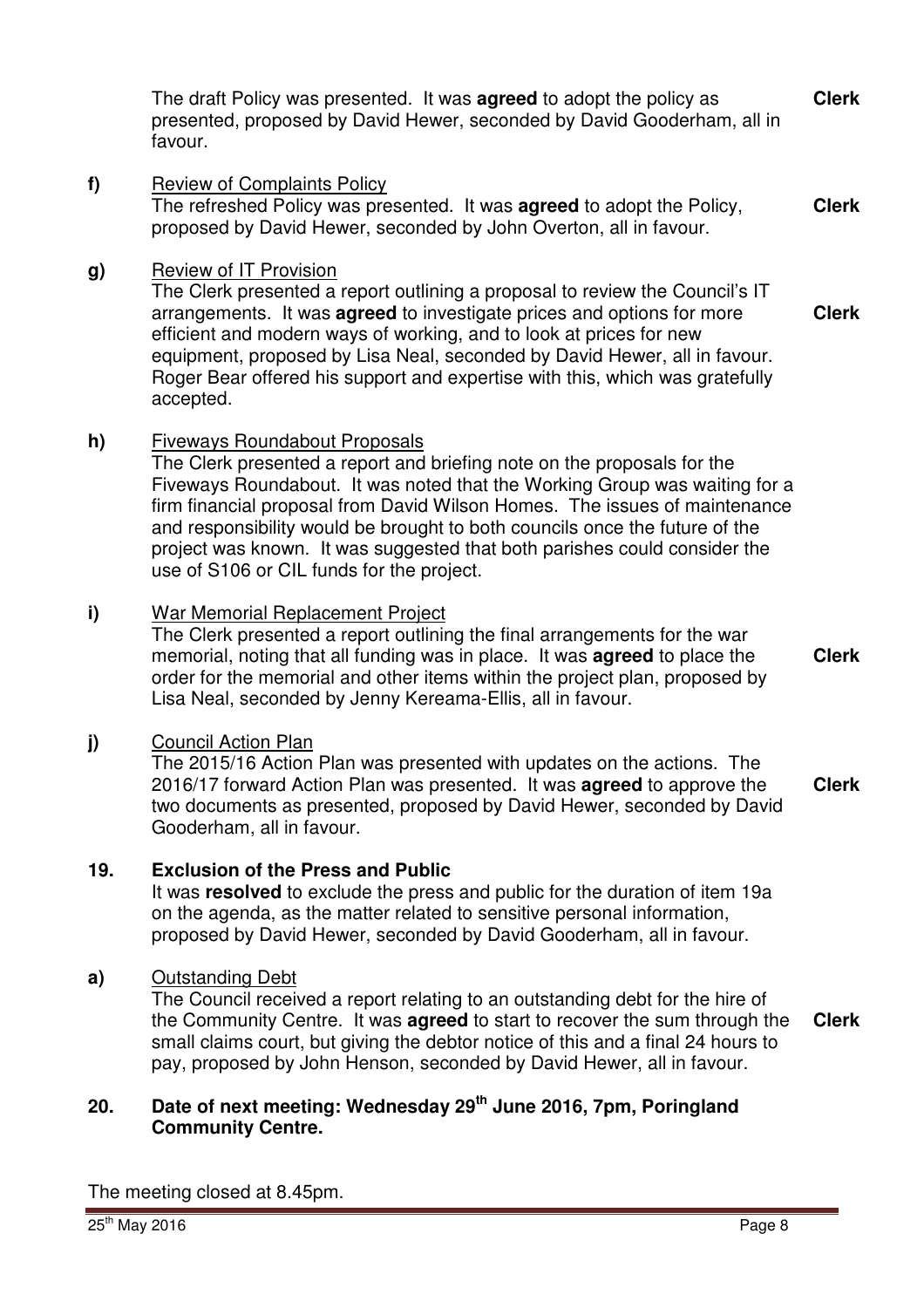The draft Policy was presented. It was **agreed** to adopt the policy as presented, proposed by David Hewer, seconded by David Gooderham, all in favour. **Clerk**

**f)** Review of Complaints Policy

The refreshed Policy was presented. It was **agreed** to adopt the Policy, proposed by David Hewer, seconded by John Overton, all in favour. **Clerk**

**g)** Review of IT Provision

The Clerk presented a report outlining a proposal to review the Council's IT arrangements. It was **agreed** to investigate prices and options for more efficient and modern ways of working, and to look at prices for new equipment, proposed by Lisa Neal, seconded by David Hewer, all in favour. Roger Bear offered his support and expertise with this, which was gratefully accepted. **Clerk**

**h)** Fiveways Roundabout Proposals

The Clerk presented a report and briefing note on the proposals for the Fiveways Roundabout. It was noted that the Working Group was waiting for a firm financial proposal from David Wilson Homes. The issues of maintenance and responsibility would be brought to both councils once the future of the project was known. It was suggested that both parishes could consider the use of S106 or CIL funds for the project.

**i)** War Memorial Replacement Project

The Clerk presented a report outlining the final arrangements for the war memorial, noting that all funding was in place. It was **agreed** to place the order for the memorial and other items within the project plan, proposed by Lisa Neal, seconded by Jenny Kereama-Ellis, all in favour. **Clerk**

**j)** Council Action Plan

The 2015/16 Action Plan was presented with updates on the actions. The 2016/17 forward Action Plan was presented. It was **agreed** to approve the two documents as presented, proposed by David Hewer, seconded by David Gooderham, all in favour. **Clerk**

## 19. Exclusion of the Press and Public

It was **resolved** to exclude the press and public for the duration of item 19a on the agenda, as the matter related to sensitive personal information, proposed by David Hewer, seconded by David Gooderham, all in favour.

**a)** Outstanding Debt

The Council received a report relating to an outstanding debt for the hire of the Community Centre. It was **agreed** to start to recover the sum through the small claims court, but giving the debtor notice of this and a final 24 hours to pay, proposed by John Henson, seconded by David Hewer, all in favour. **Clerk**

## 20. Date of next meeting: Wednesday 29th June 2016, 7pm, Poringland Community Centre.

The meeting closed at 8.45pm.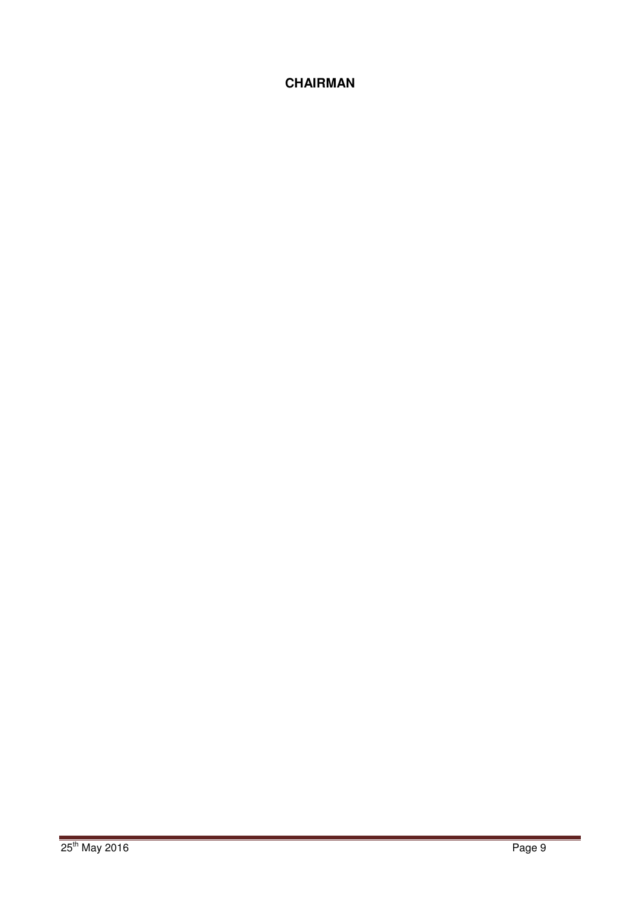**CHAIRMAN**